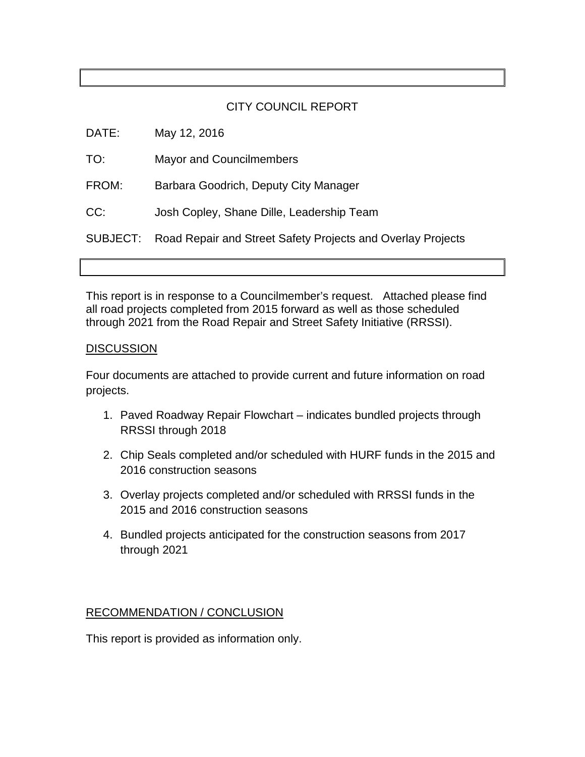# CITY COUNCIL REPORT

DATE: May 12, 2016

TO: Mayor and Councilmembers

FROM: Barbara Goodrich, Deputy City Manager

CC: Josh Copley, Shane Dille, Leadership Team

SUBJECT: Road Repair and Street Safety Projects and Overlay Projects

This report is in response to a Councilmember's request. Attached please find all road projects completed from 2015 forward as well as those scheduled through 2021 from the Road Repair and Street Safety Initiative (RRSSI).

## DISCUSSION

Four documents are attached to provide current and future information on road projects.

1. Paved Roadway Repair Flowchart – indicates bundled projects through RRSSI through 2018
2. Chip Seals completed and/or scheduled with HURF funds in the 2015 and 2016 construction seasons
3. Overlay projects completed and/or scheduled with RRSSI funds in the 2015 and 2016 construction seasons
4. Bundled projects anticipated for the construction seasons from 2017 through 2021

## RECOMMENDATION / CONCLUSION

This report is provided as information only.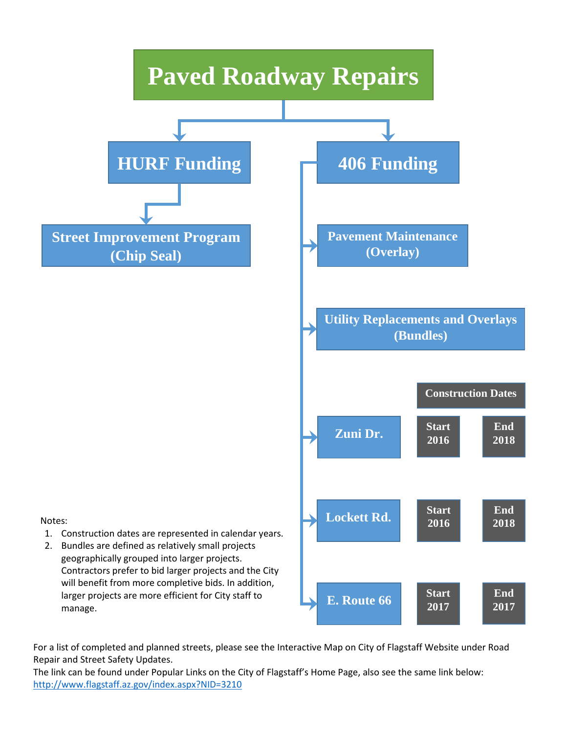# Paved Roadway Repairs

## HURF Funding

- Street Improvement Program (Chip Seal)

## 406 Funding

- Pavement Maintenance (Overlay)
- Utility Replacements and Overlays (Bundles)

| Project | Construction Dates | |
|---|---|---|
| | Start | End |
| Zuni Dr. | 2016 | 2018 |
| Lockett Rd. | 2016 | 2018 |
| E. Route 66 | 2017 | 2017 |

Notes:

1. Construction dates are represented in calendar years.
2. Bundles are defined as relatively small projects geographically grouped into larger projects. Contractors prefer to bid larger projects and the City will benefit from more completive bids. In addition, larger projects are more efficient for City staff to manage.

For a list of completed and planned streets, please see the Interactive Map on City of Flagstaff Website under Road Repair and Street Safety Updates.
The link can be found under Popular Links on the City of Flagstaff's Home Page, also see the same link below:
http://www.flagstaff.az.gov/index.aspx?NID=3210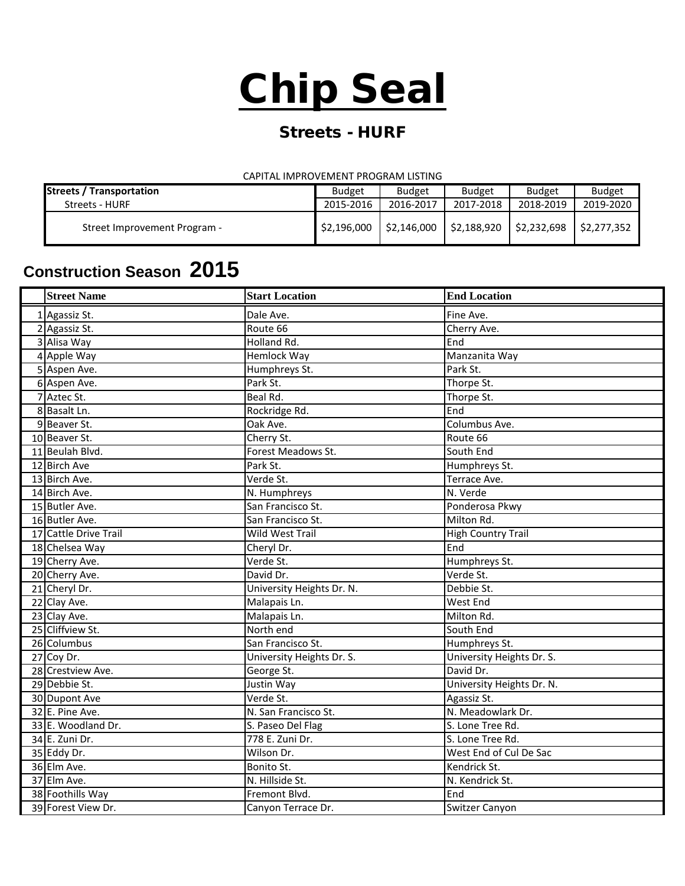# Chip Seal

## Streets - HURF

CAPITAL IMPROVEMENT PROGRAM LISTING

| Streets / Transportation | Budget | Budget | Budget | Budget | Budget |
|---|---|---|---|---|---|
| Streets - HURF | 2015-2016 | 2016-2017 | 2017-2018 | 2018-2019 | 2019-2020 |
| Street Improvement Program - | $2,196,000 | $2,146,000 | $2,188,920 | $2,232,698 | $2,277,352 |

## Construction Season 2015

| | Street Name | Start Location | End Location |
|---|---|---|---|
| 1 | Agassiz St. | Dale Ave. | Fine Ave. |
| 2 | Agassiz St. | Route 66 | Cherry Ave. |
| 3 | Alisa Way | Holland Rd. | End |
| 4 | Apple Way | Hemlock Way | Manzanita Way |
| 5 | Aspen Ave. | Humphreys St. | Park St. |
| 6 | Aspen Ave. | Park St. | Thorpe St. |
| 7 | Aztec St. | Beal Rd. | Thorpe St. |
| 8 | Basalt Ln. | Rockridge Rd. | End |
| 9 | Beaver St. | Oak Ave. | Columbus Ave. |
| 10 | Beaver St. | Cherry St. | Route 66 |
| 11 | Beulah Blvd. | Forest Meadows St. | South End |
| 12 | Birch Ave | Park St. | Humphreys St. |
| 13 | Birch Ave. | Verde St. | Terrace Ave. |
| 14 | Birch Ave. | N. Humphreys | N. Verde |
| 15 | Butler Ave. | San Francisco St. | Ponderosa Pkwy |
| 16 | Butler Ave. | San Francisco St. | Milton Rd. |
| 17 | Cattle Drive Trail | Wild West Trail | High Country Trail |
| 18 | Chelsea Way | Cheryl Dr. | End |
| 19 | Cherry Ave. | Verde St. | Humphreys St. |
| 20 | Cherry Ave. | David Dr. | Verde St. |
| 21 | Cheryl Dr. | University Heights Dr. N. | Debbie St. |
| 22 | Clay Ave. | Malapais Ln. | West End |
| 23 | Clay Ave. | Malapais Ln. | Milton Rd. |
| 25 | Cliffview St. | North end | South End |
| 26 | Columbus | San Francisco St. | Humphreys St. |
| 27 | Coy Dr. | University Heights Dr. S. | University Heights Dr. S. |
| 28 | Crestview Ave. | George St. | David Dr. |
| 29 | Debbie St. | Justin Way | University Heights Dr. N. |
| 30 | Dupont Ave | Verde St. | Agassiz St. |
| 32 | E. Pine Ave. | N. San Francisco St. | N. Meadowlark Dr. |
| 33 | E. Woodland Dr. | S. Paseo Del Flag | S. Lone Tree Rd. |
| 34 | E. Zuni Dr. | 778 E. Zuni Dr. | S. Lone Tree Rd. |
| 35 | Eddy Dr. | Wilson Dr. | West End of Cul De Sac |
| 36 | Elm Ave. | Bonito St. | Kendrick St. |
| 37 | Elm Ave. | N. Hillside St. | N. Kendrick St. |
| 38 | Foothills Way | Fremont Blvd. | End |
| 39 | Forest View Dr. | Canyon Terrace Dr. | Switzer Canyon |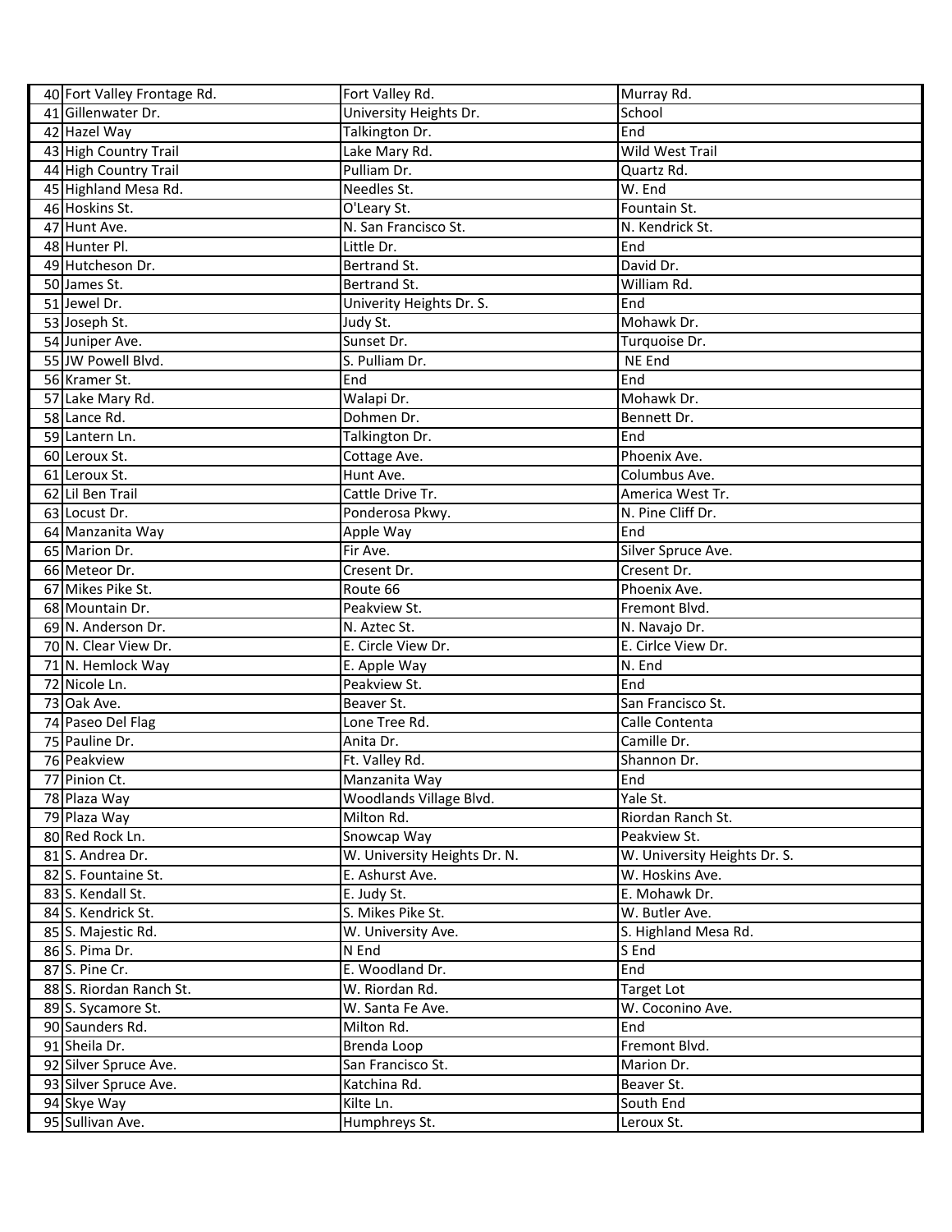| | | | |
|---|---|---|---|
| 40 | Fort Valley Frontage Rd. | Fort Valley Rd. | Murray Rd. |
| 41 | Gillenwater Dr. | University Heights Dr. | School |
| 42 | Hazel Way | Talkington Dr. | End |
| 43 | High Country Trail | Lake Mary Rd. | Wild West Trail |
| 44 | High Country Trail | Pulliam Dr. | Quartz Rd. |
| 45 | Highland Mesa Rd. | Needles St. | W. End |
| 46 | Hoskins St. | O'Leary St. | Fountain St. |
| 47 | Hunt Ave. | N. San Francisco St. | N. Kendrick St. |
| 48 | Hunter Pl. | Little Dr. | End |
| 49 | Hutcheson Dr. | Bertrand St. | David Dr. |
| 50 | James St. | Bertrand St. | William Rd. |
| 51 | Jewel Dr. | Univerity Heights Dr. S. | End |
| 53 | Joseph St. | Judy St. | Mohawk Dr. |
| 54 | Juniper Ave. | Sunset Dr. | Turquoise Dr. |
| 55 | JW Powell Blvd. | S. Pulliam Dr. | NE End |
| 56 | Kramer St. | End | End |
| 57 | Lake Mary Rd. | Walapi Dr. | Mohawk Dr. |
| 58 | Lance Rd. | Dohmen Dr. | Bennett Dr. |
| 59 | Lantern Ln. | Talkington Dr. | End |
| 60 | Leroux St. | Cottage Ave. | Phoenix Ave. |
| 61 | Leroux St. | Hunt Ave. | Columbus Ave. |
| 62 | Lil Ben Trail | Cattle Drive Tr. | America West Tr. |
| 63 | Locust Dr. | Ponderosa Pkwy. | N. Pine Cliff Dr. |
| 64 | Manzanita Way | Apple Way | End |
| 65 | Marion Dr. | Fir Ave. | Silver Spruce Ave. |
| 66 | Meteor Dr. | Cresent Dr. | Cresent Dr. |
| 67 | Mikes Pike St. | Route 66 | Phoenix Ave. |
| 68 | Mountain Dr. | Peakview St. | Fremont Blvd. |
| 69 | N. Anderson Dr. | N. Aztec St. | N. Navajo Dr. |
| 70 | N. Clear View Dr. | E. Circle View Dr. | E. Cirlce View Dr. |
| 71 | N. Hemlock Way | E. Apple Way | N. End |
| 72 | Nicole Ln. | Peakview St. | End |
| 73 | Oak Ave. | Beaver St. | San Francisco St. |
| 74 | Paseo Del Flag | Lone Tree Rd. | Calle Contenta |
| 75 | Pauline Dr. | Anita Dr. | Camille Dr. |
| 76 | Peakview | Ft. Valley Rd. | Shannon Dr. |
| 77 | Pinion Ct. | Manzanita Way | End |
| 78 | Plaza Way | Woodlands Village Blvd. | Yale St. |
| 79 | Plaza Way | Milton Rd. | Riordan Ranch St. |
| 80 | Red Rock Ln. | Snowcap Way | Peakview St. |
| 81 | S. Andrea Dr. | W. University Heights Dr. N. | W. University Heights Dr. S. |
| 82 | S. Fountaine St. | E. Ashurst Ave. | W. Hoskins Ave. |
| 83 | S. Kendall St. | E. Judy St. | E. Mohawk Dr. |
| 84 | S. Kendrick St. | S. Mikes Pike St. | W. Butler Ave. |
| 85 | S. Majestic Rd. | W. University Ave. | S. Highland Mesa Rd. |
| 86 | S. Pima Dr. | N End | S End |
| 87 | S. Pine Cr. | E. Woodland Dr. | End |
| 88 | S. Riordan Ranch St. | W. Riordan Rd. | Target Lot |
| 89 | S. Sycamore St. | W. Santa Fe Ave. | W. Coconino Ave. |
| 90 | Saunders Rd. | Milton Rd. | End |
| 91 | Sheila Dr. | Brenda Loop | Fremont Blvd. |
| 92 | Silver Spruce Ave. | San Francisco St. | Marion Dr. |
| 93 | Silver Spruce Ave. | Katchina Rd. | Beaver St. |
| 94 | Skye Way | Kilte Ln. | South End |
| 95 | Sullivan Ave. | Humphreys St. | Leroux St. |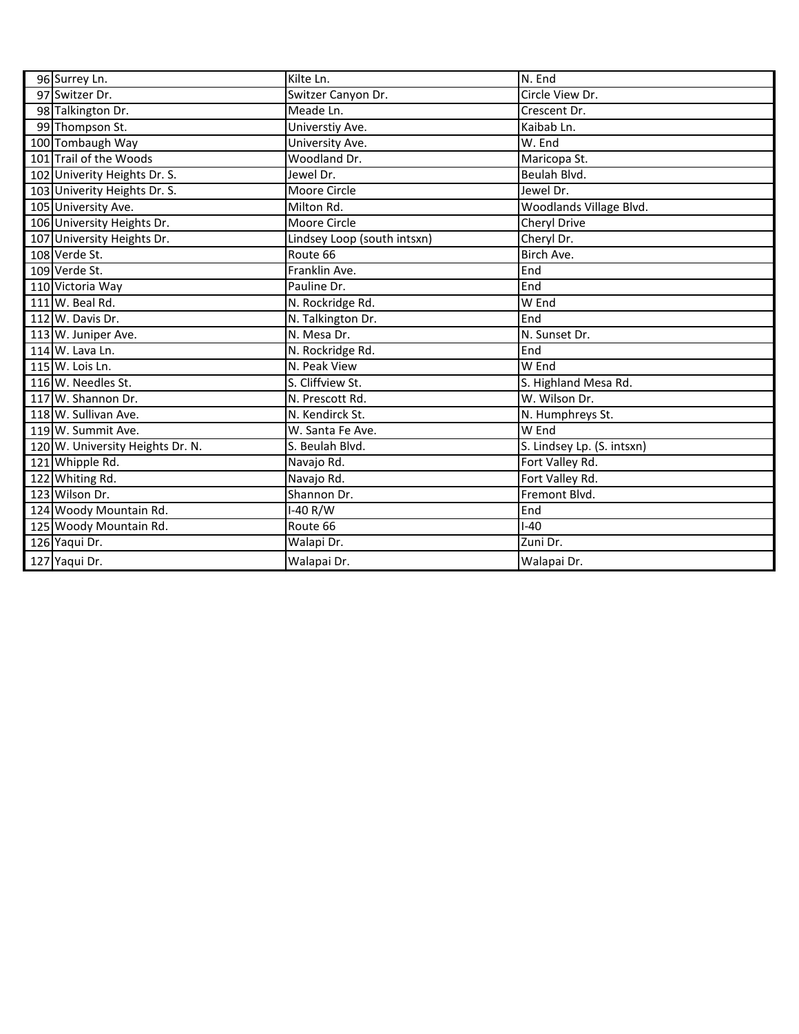| | | | |
|---|---|---|---|
| 96 | Surrey Ln. | Kilte Ln. | N. End |
| 97 | Switzer Dr. | Switzer Canyon Dr. | Circle View Dr. |
| 98 | Talkington Dr. | Meade Ln. | Crescent Dr. |
| 99 | Thompson St. | Universtiy Ave. | Kaibab Ln. |
| 100 | Tombaugh Way | University Ave. | W. End |
| 101 | Trail of the Woods | Woodland Dr. | Maricopa St. |
| 102 | Univerity Heights Dr. S. | Jewel Dr. | Beulah Blvd. |
| 103 | Univerity Heights Dr. S. | Moore Circle | Jewel Dr. |
| 105 | University Ave. | Milton Rd. | Woodlands Village Blvd. |
| 106 | University Heights Dr. | Moore Circle | Cheryl Drive |
| 107 | University Heights Dr. | Lindsey Loop (south intsxn) | Cheryl Dr. |
| 108 | Verde St. | Route 66 | Birch Ave. |
| 109 | Verde St. | Franklin Ave. | End |
| 110 | Victoria Way | Pauline Dr. | End |
| 111 | W. Beal Rd. | N. Rockridge Rd. | W End |
| 112 | W. Davis Dr. | N. Talkington Dr. | End |
| 113 | W. Juniper Ave. | N. Mesa Dr. | N. Sunset Dr. |
| 114 | W. Lava Ln. | N. Rockridge Rd. | End |
| 115 | W. Lois Ln. | N. Peak View | W End |
| 116 | W. Needles St. | S. Cliffview St. | S. Highland Mesa Rd. |
| 117 | W. Shannon Dr. | N. Prescott Rd. | W. Wilson Dr. |
| 118 | W. Sullivan Ave. | N. Kendirck St. | N. Humphreys St. |
| 119 | W. Summit Ave. | W. Santa Fe Ave. | W End |
| 120 | W. University Heights Dr. N. | S. Beulah Blvd. | S. Lindsey Lp. (S. intsxn) |
| 121 | Whipple Rd. | Navajo Rd. | Fort Valley Rd. |
| 122 | Whiting Rd. | Navajo Rd. | Fort Valley Rd. |
| 123 | Wilson Dr. | Shannon Dr. | Fremont Blvd. |
| 124 | Woody Mountain Rd. | I-40 R/W | End |
| 125 | Woody Mountain Rd. | Route 66 | I-40 |
| 126 | Yaqui Dr. | Walapi Dr. | Zuni Dr. |
| 127 | Yaqui Dr. | Walapai Dr. | Walapai Dr. |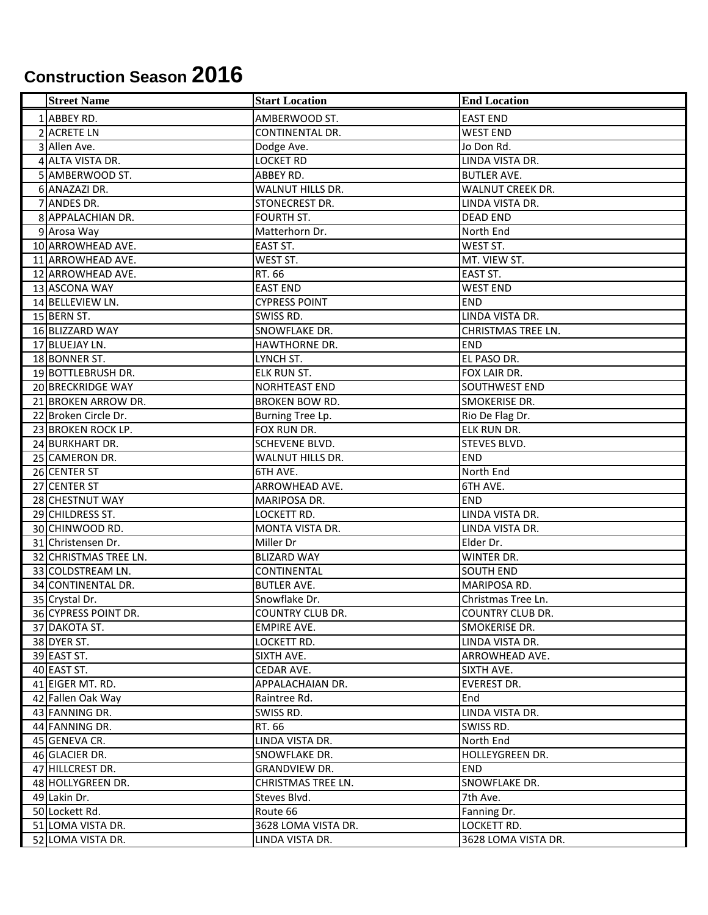# Construction Season 2016

| | Street Name | Start Location | End Location |
|---|---|---|---|
| 1 | ABBEY RD. | AMBERWOOD ST. | EAST END |
| 2 | ACRETE LN | CONTINENTAL DR. | WEST END |
| 3 | Allen Ave. | Dodge Ave. | Jo Don Rd. |
| 4 | ALTA VISTA DR. | LOCKET RD | LINDA VISTA DR. |
| 5 | AMBERWOOD ST. | ABBEY RD. | BUTLER AVE. |
| 6 | ANAZAZI DR. | WALNUT HILLS DR. | WALNUT CREEK DR. |
| 7 | ANDES DR. | STONECREST DR. | LINDA VISTA DR. |
| 8 | APPALACHIAN DR. | FOURTH ST. | DEAD END |
| 9 | Arosa Way | Matterhorn Dr. | North End |
| 10 | ARROWHEAD AVE. | EAST ST. | WEST ST. |
| 11 | ARROWHEAD AVE. | WEST ST. | MT. VIEW ST. |
| 12 | ARROWHEAD AVE. | RT. 66 | EAST ST. |
| 13 | ASCONA WAY | EAST END | WEST END |
| 14 | BELLEVIEW LN. | CYPRESS POINT | END |
| 15 | BERN ST. | SWISS RD. | LINDA VISTA DR. |
| 16 | BLIZZARD WAY | SNOWFLAKE DR. | CHRISTMAS TREE LN. |
| 17 | BLUEJAY LN. | HAWTHORNE DR. | END |
| 18 | BONNER ST. | LYNCH ST. | EL PASO DR. |
| 19 | BOTTLEBRUSH DR. | ELK RUN ST. | FOX LAIR DR. |
| 20 | BRECKRIDGE WAY | NORHTEAST END | SOUTHWEST END |
| 21 | BROKEN ARROW DR. | BROKEN BOW RD. | SMOKERISE DR. |
| 22 | Broken Circle Dr. | Burning Tree Lp. | Rio De Flag Dr. |
| 23 | BROKEN ROCK LP. | FOX RUN DR. | ELK RUN DR. |
| 24 | BURKHART DR. | SCHEVENE BLVD. | STEVES BLVD. |
| 25 | CAMERON DR. | WALNUT HILLS DR. | END |
| 26 | CENTER ST | 6TH AVE. | North End |
| 27 | CENTER ST | ARROWHEAD AVE. | 6TH AVE. |
| 28 | CHESTNUT WAY | MARIPOSA DR. | END |
| 29 | CHILDRESS ST. | LOCKETT RD. | LINDA VISTA DR. |
| 30 | CHINWOOD RD. | MONTA VISTA DR. | LINDA VISTA DR. |
| 31 | Christensen Dr. | Miller Dr | Elder Dr. |
| 32 | CHRISTMAS TREE LN. | BLIZARD WAY | WINTER DR. |
| 33 | COLDSTREAM LN. | CONTINENTAL | SOUTH END |
| 34 | CONTINENTAL DR. | BUTLER AVE. | MARIPOSA RD. |
| 35 | Crystal Dr. | Snowflake Dr. | Christmas Tree Ln. |
| 36 | CYPRESS POINT DR. | COUNTRY CLUB DR. | COUNTRY CLUB DR. |
| 37 | DAKOTA ST. | EMPIRE AVE. | SMOKERISE DR. |
| 38 | DYER ST. | LOCKETT RD. | LINDA VISTA DR. |
| 39 | EAST ST. | SIXTH AVE. | ARROWHEAD AVE. |
| 40 | EAST ST. | CEDAR AVE. | SIXTH AVE. |
| 41 | EIGER MT. RD. | APPALACHAIAN DR. | EVEREST DR. |
| 42 | Fallen Oak Way | Raintree Rd. | End |
| 43 | FANNING DR. | SWISS RD. | LINDA VISTA DR. |
| 44 | FANNING DR. | RT. 66 | SWISS RD. |
| 45 | GENEVA CR. | LINDA VISTA DR. | North End |
| 46 | GLACIER DR. | SNOWFLAKE DR. | HOLLEYGREEN DR. |
| 47 | HILLCREST DR. | GRANDVIEW DR. | END |
| 48 | HOLLYGREEN DR. | CHRISTMAS TREE LN. | SNOWFLAKE DR. |
| 49 | Lakin Dr. | Steves Blvd. | 7th Ave. |
| 50 | Lockett Rd. | Route 66 | Fanning Dr. |
| 51 | LOMA VISTA DR. | 3628 LOMA VISTA DR. | LOCKETT RD. |
| 52 | LOMA VISTA DR. | LINDA VISTA DR. | 3628 LOMA VISTA DR. |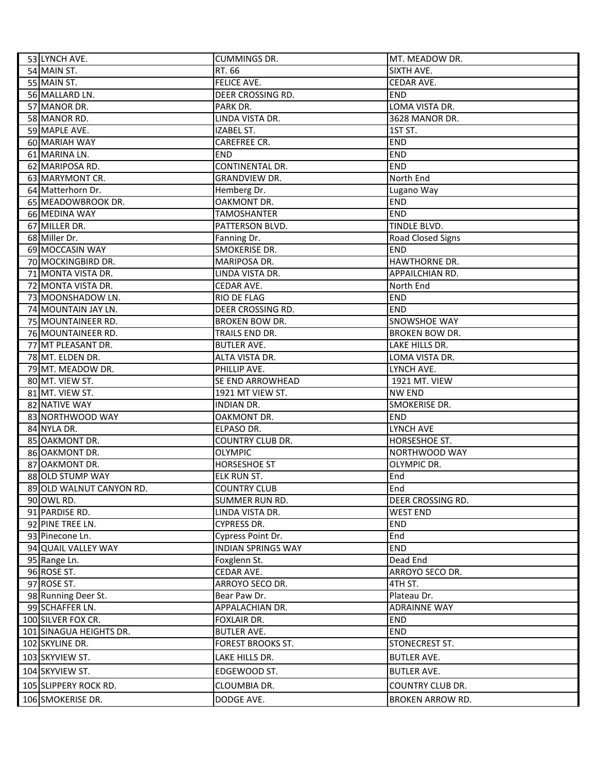| | | | |
|---|---|---|---|
| 53 | LYNCH AVE. | CUMMINGS DR. | MT. MEADOW DR. |
| 54 | MAIN ST. | RT. 66 | SIXTH AVE. |
| 55 | MAIN ST. | FELICE AVE. | CEDAR AVE. |
| 56 | MALLARD LN. | DEER CROSSING RD. | END |
| 57 | MANOR DR. | PARK DR. | LOMA VISTA DR. |
| 58 | MANOR RD. | LINDA VISTA DR. | 3628 MANOR DR. |
| 59 | MAPLE AVE. | IZABEL ST. | 1ST ST. |
| 60 | MARIAH WAY | CAREFREE CR. | END |
| 61 | MARINA LN. | END | END |
| 62 | MARIPOSA RD. | CONTINENTAL DR. | END |
| 63 | MARYMONT CR. | GRANDVIEW DR. | North End |
| 64 | Matterhorn Dr. | Hemberg Dr. | Lugano Way |
| 65 | MEADOWBROOK DR. | OAKMONT DR. | END |
| 66 | MEDINA WAY | TAMOSHANTER | END |
| 67 | MILLER DR. | PATTERSON BLVD. | TINDLE BLVD. |
| 68 | Miller Dr. | Fanning Dr. | Road Closed Signs |
| 69 | MOCCASIN WAY | SMOKERISE DR. | END |
| 70 | MOCKINGBIRD DR. | MARIPOSA DR. | HAWTHORNE DR. |
| 71 | MONTA VISTA DR. | LINDA VISTA DR. | APPAILCHIAN RD. |
| 72 | MONTA VISTA DR. | CEDAR AVE. | North End |
| 73 | MOONSHADOW LN. | RIO DE FLAG | END |
| 74 | MOUNTAIN JAY LN. | DEER CROSSING RD. | END |
| 75 | MOUNTAINEER RD. | BROKEN BOW DR. | SNOWSHOE WAY |
| 76 | MOUNTAINEER RD. | TRAILS END DR. | BROKEN BOW DR. |
| 77 | MT PLEASANT DR. | BUTLER AVE. | LAKE HILLS DR. |
| 78 | MT. ELDEN DR. | ALTA VISTA DR. | LOMA VISTA DR. |
| 79 | MT. MEADOW DR. | PHILLIP AVE. | LYNCH AVE. |
| 80 | MT. VIEW ST. | SE END ARROWHEAD | 1921 MT. VIEW |
| 81 | MT. VIEW ST. | 1921 MT VIEW ST. | NW END |
| 82 | NATIVE WAY | INDIAN DR. | SMOKERISE DR. |
| 83 | NORTHWOOD WAY | OAKMONT DR. | END |
| 84 | NYLA DR. | ELPASO DR. | LYNCH AVE |
| 85 | OAKMONT DR. | COUNTRY CLUB DR. | HORSESHOE ST. |
| 86 | OAKMONT DR. | OLYMPIC | NORTHWOOD WAY |
| 87 | OAKMONT DR. | HORSESHOE ST | OLYMPIC DR. |
| 88 | OLD STUMP WAY | ELK RUN ST. | End |
| 89 | OLD WALNUT CANYON RD. | COUNTRY CLUB | End |
| 90 | OWL RD. | SUMMER RUN RD. | DEER CROSSING RD. |
| 91 | PARDISE RD. | LINDA VISTA DR. | WEST END |
| 92 | PINE TREE LN. | CYPRESS DR. | END |
| 93 | Pinecone Ln. | Cypress Point Dr. | End |
| 94 | QUAIL VALLEY WAY | INDIAN SPRINGS WAY | END |
| 95 | Range Ln. | Foxglenn St. | Dead End |
| 96 | ROSE ST. | CEDAR AVE. | ARROYO SECO DR. |
| 97 | ROSE ST. | ARROYO SECO DR. | 4TH ST. |
| 98 | Running Deer St. | Bear Paw Dr. | Plateau Dr. |
| 99 | SCHAFFER LN. | APPALACHIAN DR. | ADRAINNE WAY |
| 100 | SILVER FOX CR. | FOXLAIR DR. | END |
| 101 | SINAGUA HEIGHTS DR. | BUTLER AVE. | END |
| 102 | SKYLINE DR. | FOREST BROOKS ST. | STONECREST ST. |
| 103 | SKYVIEW ST. | LAKE HILLS DR. | BUTLER AVE. |
| 104 | SKYVIEW ST. | EDGEWOOD ST. | BUTLER AVE. |
| 105 | SLIPPERY ROCK RD. | CLOUMBIA DR. | COUNTRY CLUB DR. |
| 106 | SMOKERISE DR. | DODGE AVE. | BROKEN ARROW RD. |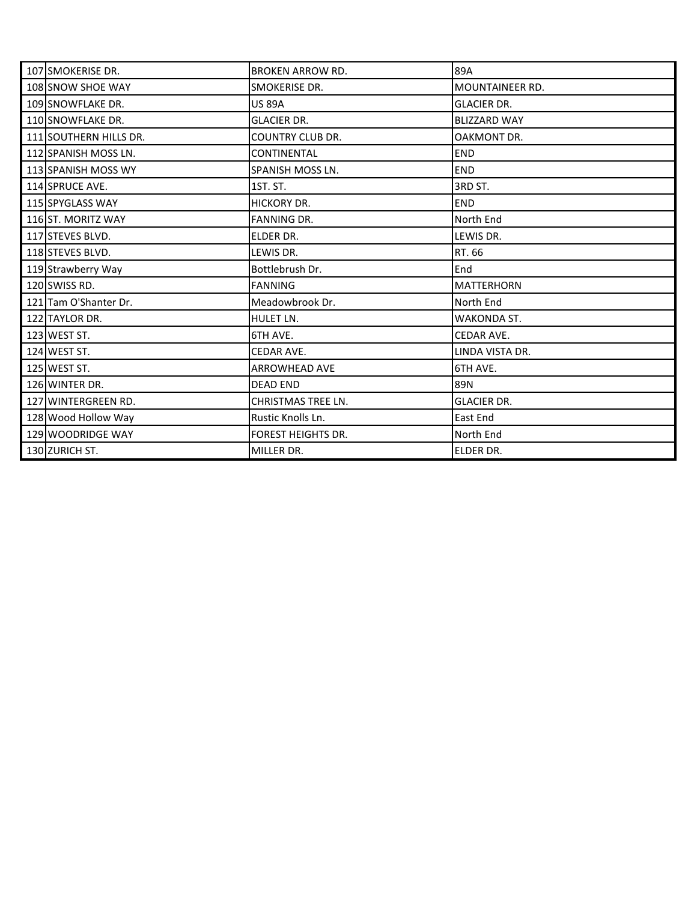| | | | |
|---|---|---|---|
| 107 | SMOKERISE DR. | BROKEN ARROW RD. | 89A |
| 108 | SNOW SHOE WAY | SMOKERISE DR. | MOUNTAINEER RD. |
| 109 | SNOWFLAKE DR. | US 89A | GLACIER DR. |
| 110 | SNOWFLAKE DR. | GLACIER DR. | BLIZZARD WAY |
| 111 | SOUTHERN HILLS DR. | COUNTRY CLUB DR. | OAKMONT DR. |
| 112 | SPANISH MOSS LN. | CONTINENTAL | END |
| 113 | SPANISH MOSS WY | SPANISH MOSS LN. | END |
| 114 | SPRUCE AVE. | 1ST. ST. | 3RD ST. |
| 115 | SPYGLASS WAY | HICKORY DR. | END |
| 116 | ST. MORITZ WAY | FANNING DR. | North End |
| 117 | STEVES BLVD. | ELDER DR. | LEWIS DR. |
| 118 | STEVES BLVD. | LEWIS DR. | RT. 66 |
| 119 | Strawberry Way | Bottlebrush Dr. | End |
| 120 | SWISS RD. | FANNING | MATTERHORN |
| 121 | Tam O'Shanter Dr. | Meadowbrook Dr. | North End |
| 122 | TAYLOR DR. | HULET LN. | WAKONDA ST. |
| 123 | WEST ST. | 6TH AVE. | CEDAR AVE. |
| 124 | WEST ST. | CEDAR AVE. | LINDA VISTA DR. |
| 125 | WEST ST. | ARROWHEAD AVE | 6TH AVE. |
| 126 | WINTER DR. | DEAD END | 89N |
| 127 | WINTERGREEN RD. | CHRISTMAS TREE LN. | GLACIER DR. |
| 128 | Wood Hollow Way | Rustic Knolls Ln. | East End |
| 129 | WOODRIDGE WAY | FOREST HEIGHTS DR. | North End |
| 130 | ZURICH ST. | MILLER DR. | ELDER DR. |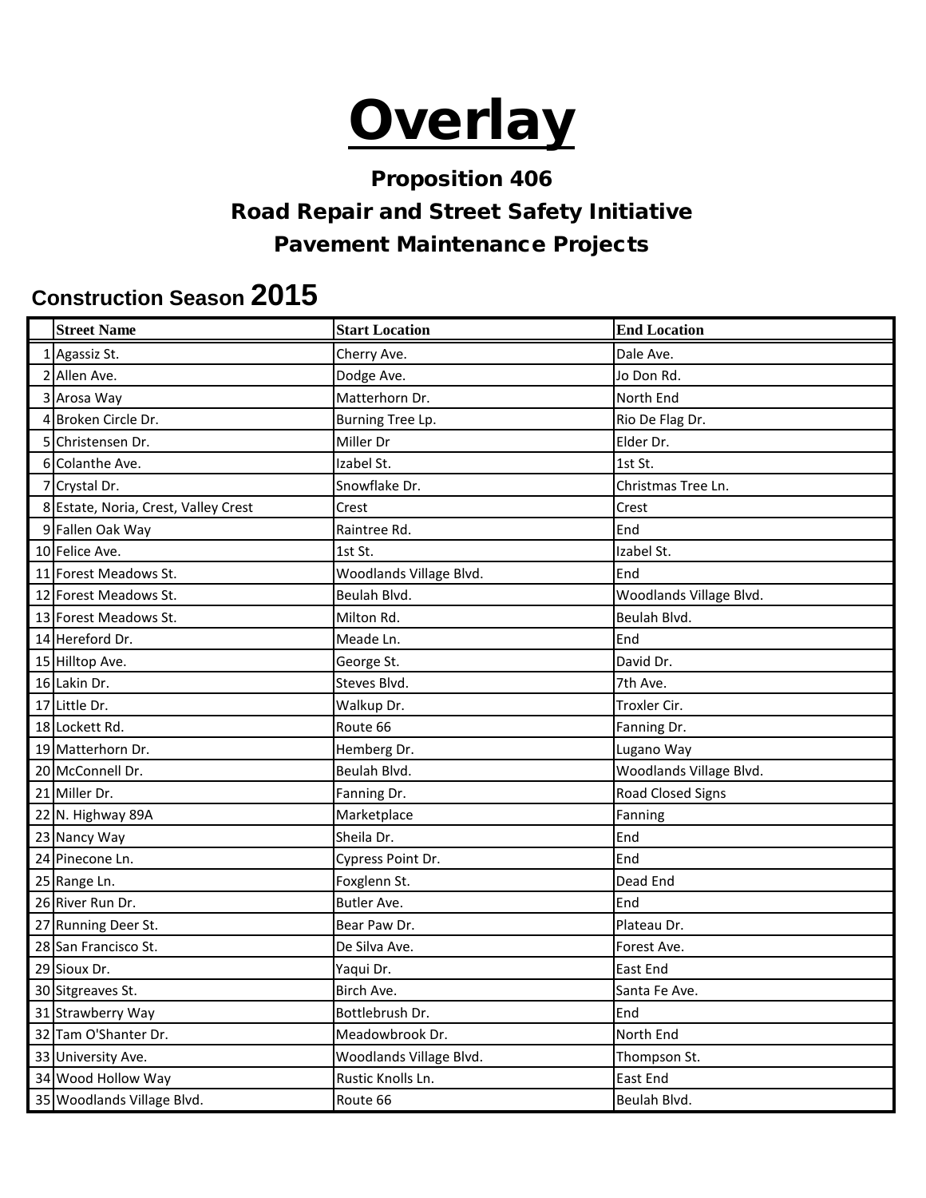# Overlay

## Proposition 406

## Road Repair and Street Safety Initiative

## Pavement Maintenance Projects

### Construction Season 2015

| | Street Name | Start Location | End Location |
|---|---|---|---|
| 1 | Agassiz St. | Cherry Ave. | Dale Ave. |
| 2 | Allen Ave. | Dodge Ave. | Jo Don Rd. |
| 3 | Arosa Way | Matterhorn Dr. | North End |
| 4 | Broken Circle Dr. | Burning Tree Lp. | Rio De Flag Dr. |
| 5 | Christensen Dr. | Miller Dr | Elder Dr. |
| 6 | Colanthe Ave. | Izabel St. | 1st St. |
| 7 | Crystal Dr. | Snowflake Dr. | Christmas Tree Ln. |
| 8 | Estate, Noria, Crest, Valley Crest | Crest | Crest |
| 9 | Fallen Oak Way | Raintree Rd. | End |
| 10 | Felice Ave. | 1st St. | Izabel St. |
| 11 | Forest Meadows St. | Woodlands Village Blvd. | End |
| 12 | Forest Meadows St. | Beulah Blvd. | Woodlands Village Blvd. |
| 13 | Forest Meadows St. | Milton Rd. | Beulah Blvd. |
| 14 | Hereford Dr. | Meade Ln. | End |
| 15 | Hilltop Ave. | George St. | David Dr. |
| 16 | Lakin Dr. | Steves Blvd. | 7th Ave. |
| 17 | Little Dr. | Walkup Dr. | Troxler Cir. |
| 18 | Lockett Rd. | Route 66 | Fanning Dr. |
| 19 | Matterhorn Dr. | Hemberg Dr. | Lugano Way |
| 20 | McConnell Dr. | Beulah Blvd. | Woodlands Village Blvd. |
| 21 | Miller Dr. | Fanning Dr. | Road Closed Signs |
| 22 | N. Highway 89A | Marketplace | Fanning |
| 23 | Nancy Way | Sheila Dr. | End |
| 24 | Pinecone Ln. | Cypress Point Dr. | End |
| 25 | Range Ln. | Foxglenn St. | Dead End |
| 26 | River Run Dr. | Butler Ave. | End |
| 27 | Running Deer St. | Bear Paw Dr. | Plateau Dr. |
| 28 | San Francisco St. | De Silva Ave. | Forest Ave. |
| 29 | Sioux Dr. | Yaqui Dr. | East End |
| 30 | Sitgreaves St. | Birch Ave. | Santa Fe Ave. |
| 31 | Strawberry Way | Bottlebrush Dr. | End |
| 32 | Tam O'Shanter Dr. | Meadowbrook Dr. | North End |
| 33 | University Ave. | Woodlands Village Blvd. | Thompson St. |
| 34 | Wood Hollow Way | Rustic Knolls Ln. | East End |
| 35 | Woodlands Village Blvd. | Route 66 | Beulah Blvd. |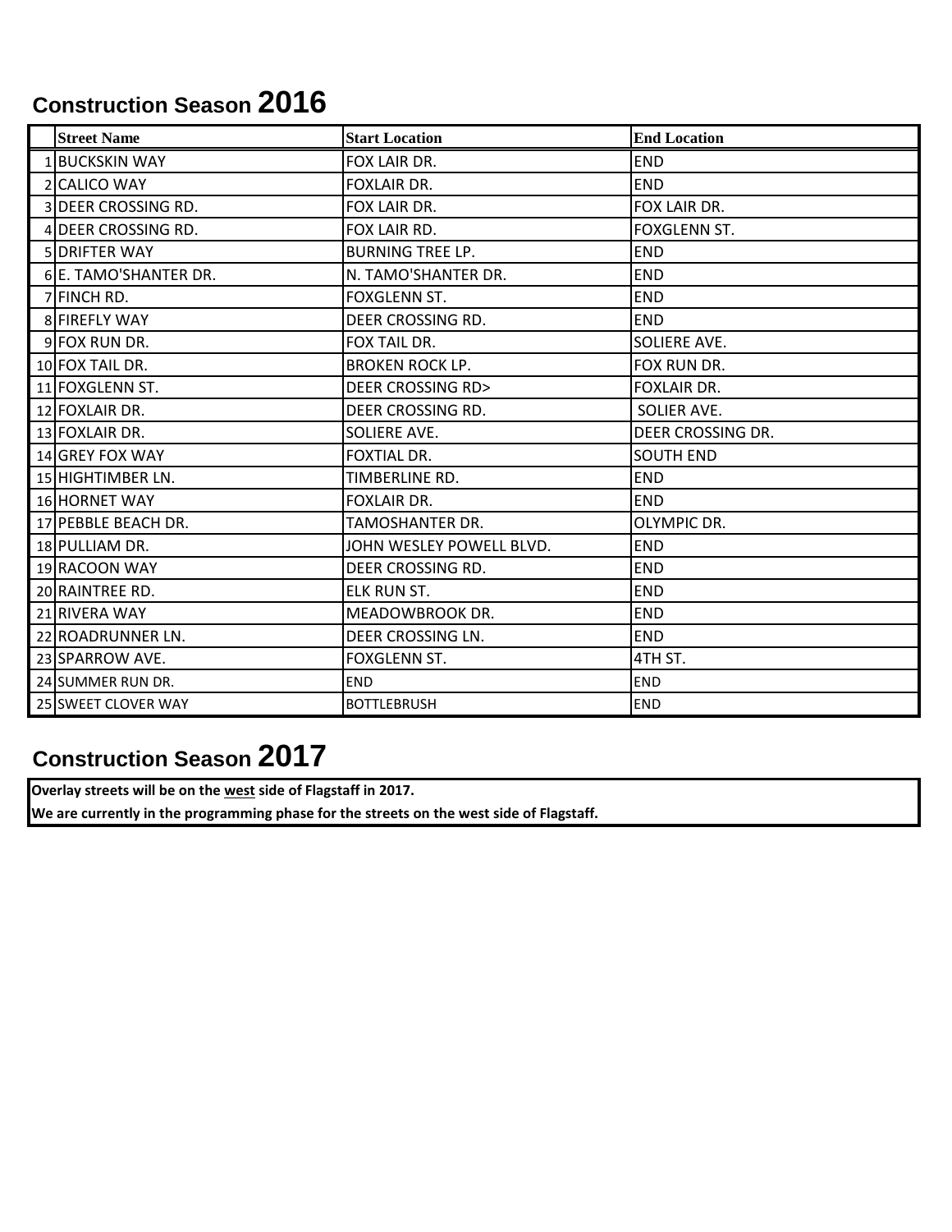## Construction Season 2016

| | Street Name | Start Location | End Location |
|---|---|---|---|
| 1 | BUCKSKIN WAY | FOX LAIR DR. | END |
| 2 | CALICO WAY | FOXLAIR DR. | END |
| 3 | DEER CROSSING RD. | FOX LAIR DR. | FOX LAIR DR. |
| 4 | DEER CROSSING RD. | FOX LAIR RD. | FOXGLENN ST. |
| 5 | DRIFTER WAY | BURNING TREE LP. | END |
| 6 | E. TAMO'SHANTER DR. | N. TAMO'SHANTER DR. | END |
| 7 | FINCH RD. | FOXGLENN ST. | END |
| 8 | FIREFLY WAY | DEER CROSSING RD. | END |
| 9 | FOX RUN DR. | FOX TAIL DR. | SOLIERE AVE. |
| 10 | FOX TAIL DR. | BROKEN ROCK LP. | FOX RUN DR. |
| 11 | FOXGLENN ST. | DEER CROSSING RD> | FOXLAIR DR. |
| 12 | FOXLAIR DR. | DEER CROSSING RD. | SOLIER AVE. |
| 13 | FOXLAIR DR. | SOLIERE AVE. | DEER CROSSING DR. |
| 14 | GREY FOX WAY | FOXTIAL DR. | SOUTH END |
| 15 | HIGHTIMBER LN. | TIMBERLINE RD. | END |
| 16 | HORNET WAY | FOXLAIR DR. | END |
| 17 | PEBBLE BEACH DR. | TAMOSHANTER DR. | OLYMPIC DR. |
| 18 | PULLIAM DR. | JOHN WESLEY POWELL BLVD. | END |
| 19 | RACOON WAY | DEER CROSSING RD. | END |
| 20 | RAINTREE RD. | ELK RUN ST. | END |
| 21 | RIVERA WAY | MEADOWBROOK DR. | END |
| 22 | ROADRUNNER LN. | DEER CROSSING LN. | END |
| 23 | SPARROW AVE. | FOXGLENN ST. | 4TH ST. |
| 24 | SUMMER RUN DR. | END | END |
| 25 | SWEET CLOVER WAY | BOTTLEBRUSH | END |

## Construction Season 2017

**Overlay streets will be on the west side of Flagstaff in 2017.**

**We are currently in the programming phase for the streets on the west side of Flagstaff.**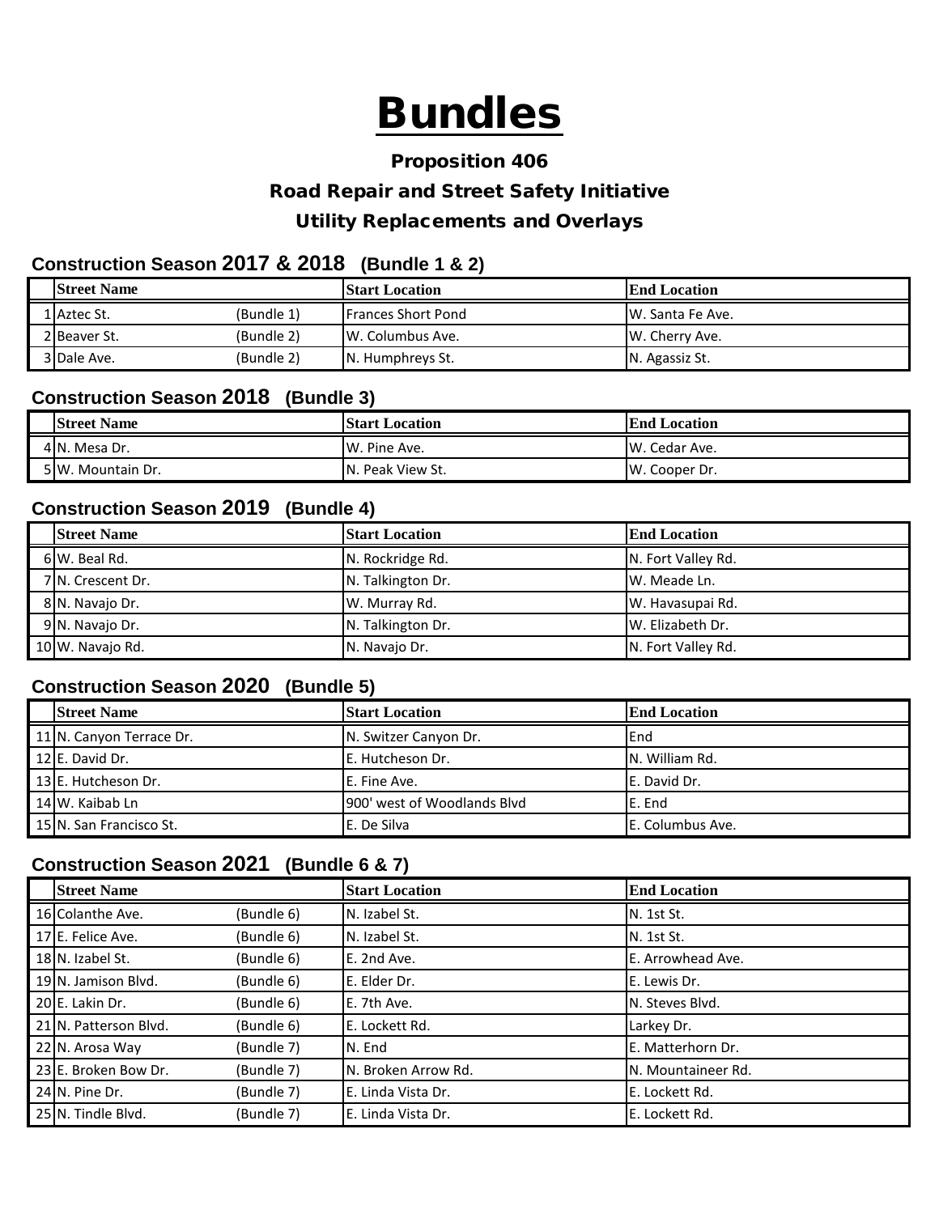# Bundles

### Proposition 406

### Road Repair and Street Safety Initiative

### Utility Replacements and Overlays

#### Construction Season 2017 & 2018 (Bundle 1 & 2)

| | Street Name | | Start Location | End Location |
|---|---|---|---|---|
| 1 | Aztec St. | (Bundle 1) | Frances Short Pond | W. Santa Fe Ave. |
| 2 | Beaver St. | (Bundle 2) | W. Columbus Ave. | W. Cherry Ave. |
| 3 | Dale Ave. | (Bundle 2) | N. Humphreys St. | N. Agassiz St. |

#### Construction Season 2018 (Bundle 3)

| | Street Name | Start Location | End Location |
|---|---|---|---|
| 4 | N. Mesa Dr. | W. Pine Ave. | W. Cedar Ave. |
| 5 | W. Mountain Dr. | N. Peak View St. | W. Cooper Dr. |

#### Construction Season 2019 (Bundle 4)

| | Street Name | Start Location | End Location |
|---|---|---|---|
| 6 | W. Beal Rd. | N. Rockridge Rd. | N. Fort Valley Rd. |
| 7 | N. Crescent Dr. | N. Talkington Dr. | W. Meade Ln. |
| 8 | N. Navajo Dr. | W. Murray Rd. | W. Havasupai Rd. |
| 9 | N. Navajo Dr. | N. Talkington Dr. | W. Elizabeth Dr. |
| 10 | W. Navajo Rd. | N. Navajo Dr. | N. Fort Valley Rd. |

#### Construction Season 2020 (Bundle 5)

| | Street Name | Start Location | End Location |
|---|---|---|---|
| 11 | N. Canyon Terrace Dr. | N. Switzer Canyon Dr. | End |
| 12 | E. David Dr. | E. Hutcheson Dr. | N. William Rd. |
| 13 | E. Hutcheson Dr. | E. Fine Ave. | E. David Dr. |
| 14 | W. Kaibab Ln | 900' west of Woodlands Blvd | E. End |
| 15 | N. San Francisco St. | E. De Silva | E. Columbus Ave. |

#### Construction Season 2021 (Bundle 6 & 7)

| | Street Name | | Start Location | End Location |
|---|---|---|---|---|
| 16 | Colanthe Ave. | (Bundle 6) | N. Izabel St. | N. 1st St. |
| 17 | E. Felice Ave. | (Bundle 6) | N. Izabel St. | N. 1st St. |
| 18 | N. Izabel St. | (Bundle 6) | E. 2nd Ave. | E. Arrowhead Ave. |
| 19 | N. Jamison Blvd. | (Bundle 6) | E. Elder Dr. | E. Lewis Dr. |
| 20 | E. Lakin Dr. | (Bundle 6) | E. 7th Ave. | N. Steves Blvd. |
| 21 | N. Patterson Blvd. | (Bundle 6) | E. Lockett Rd. | Larkey Dr. |
| 22 | N. Arosa Way | (Bundle 7) | N. End | E. Matterhorn Dr. |
| 23 | E. Broken Bow Dr. | (Bundle 7) | N. Broken Arrow Rd. | N. Mountaineer Rd. |
| 24 | N. Pine Dr. | (Bundle 7) | E. Linda Vista Dr. | E. Lockett Rd. |
| 25 | N. Tindle Blvd. | (Bundle 7) | E. Linda Vista Dr. | E. Lockett Rd. |